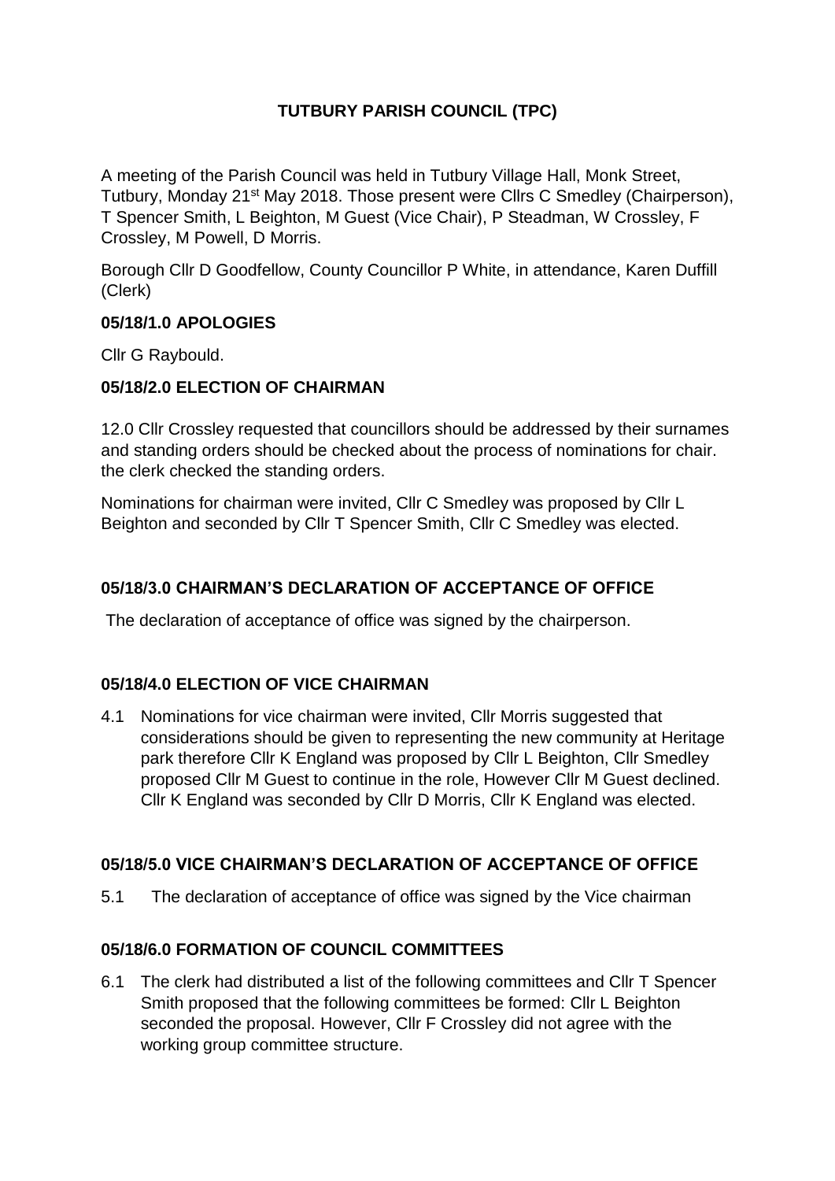**TUTBURY PARISH COUNCIL (TPC)**

A meeting of the Parish Council was held in Tutbury Village Hall, Monk Street, Tutbury, Monday 21st May 2018. Those present were Cllrs C Smedley (Chairperson), T Spencer Smith, L Beighton, M Guest (Vice Chair), P Steadman, W Crossley, F Crossley, M Powell, D Morris.

Borough Cllr D Goodfellow, County Councillor P White, in attendance, Karen Duffill (Clerk)

**05/18/1.0 APOLOGIES**

Cllr G Raybould.

**05/18/2.0 ELECTION OF CHAIRMAN**

12.0 Cllr Crossley requested that councillors should be addressed by their surnames and standing orders should be checked about the process of nominations for chair. the clerk checked the standing orders.

Nominations for chairman were invited, Cllr C Smedley was proposed by Cllr L Beighton and seconded by Cllr T Spencer Smith, Cllr C Smedley was elected.

**05/18/3.0 CHAIRMAN'S DECLARATION OF ACCEPTANCE OF OFFICE**

The declaration of acceptance of office was signed by the chairperson.

**05/18/4.0 ELECTION OF VICE CHAIRMAN**

4.1 Nominations for vice chairman were invited, Cllr Morris suggested that considerations should be given to representing the new community at Heritage park therefore Cllr K England was proposed by Cllr L Beighton, Cllr Smedley proposed Cllr M Guest to continue in the role, However Cllr M Guest declined. Cllr K England was seconded by Cllr D Morris, Cllr K England was elected.

**05/18/5.0 VICE CHAIRMAN'S DECLARATION OF ACCEPTANCE OF OFFICE**

5.1 The declaration of acceptance of office was signed by the Vice chairman

**05/18/6.0 FORMATION OF COUNCIL COMMITTEES**

6.1 The clerk had distributed a list of the following committees and Cllr T Spencer Smith proposed that the following committees be formed: Cllr L Beighton seconded the proposal. However, Cllr F Crossley did not agree with the working group committee structure.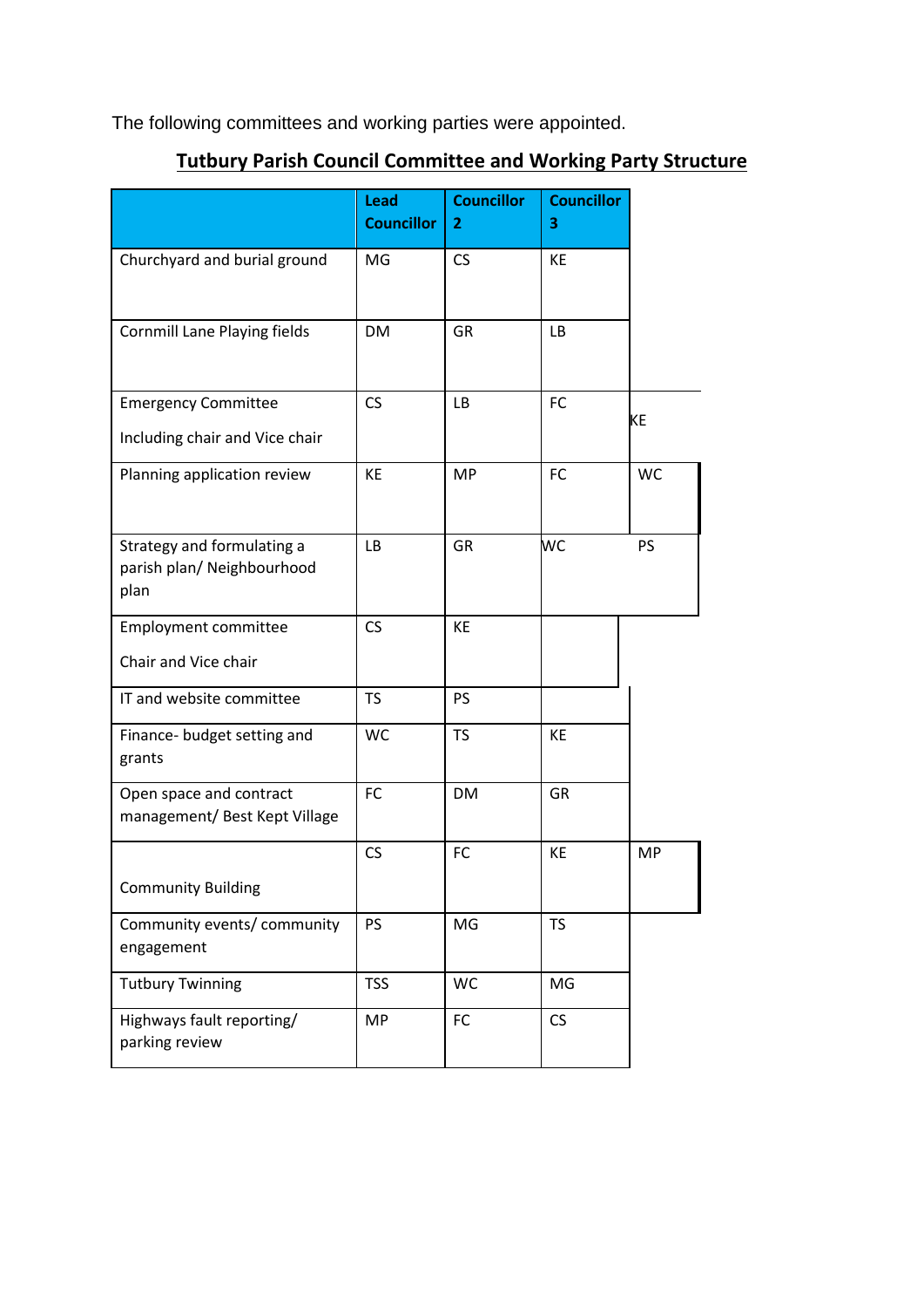The following committees and working parties were appointed.

**Tutbury Parish Council Committee and Working Party Structure**

| | Lead Councillor | Councillor 2 | Councillor 3 | |
|---|---|---|---|---|
| Churchyard and burial ground | MG | CS | KE | |
| Cornmill Lane Playing fields | DM | GR | LB | |
| Emergency Committee<br><br>Including chair and Vice chair | CS | LB | FC | KE |
| Planning application review | KE | MP | FC | WC |
| Strategy and formulating a parish plan/ Neighbourhood plan | LB | GR | WC | PS |
| Employment committee<br><br>Chair and Vice chair | CS | KE | | |
| IT and website committee | TS | PS | | |
| Finance- budget setting and grants | WC | TS | KE | |
| Open space and contract management/ Best Kept Village | FC | DM | GR | |
| Community Building | CS | FC | KE | MP |
| Community events/ community engagement | PS | MG | TS | |
| Tutbury Twinning | TSS | WC | MG | |
| Highways fault reporting/ parking review | MP | FC | CS | |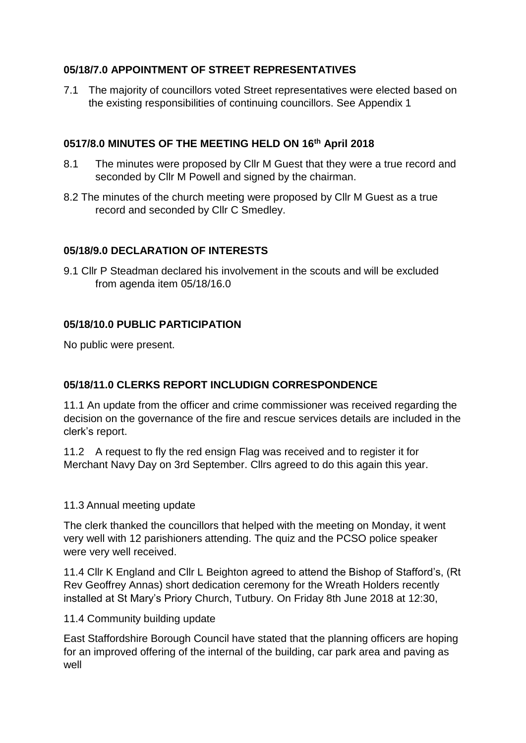### 05/18/7.0 APPOINTMENT OF STREET REPRESENTATIVES

7.1 The majority of councillors voted Street representatives were elected based on the existing responsibilities of continuing councillors. See Appendix 1

### 0517/8.0 MINUTES OF THE MEETING HELD ON 16th April 2018

8.1 The minutes were proposed by Cllr M Guest that they were a true record and seconded by Cllr M Powell and signed by the chairman.

8.2 The minutes of the church meeting were proposed by Cllr M Guest as a true record and seconded by Cllr C Smedley.

### 05/18/9.0 DECLARATION OF INTERESTS

9.1 Cllr P Steadman declared his involvement in the scouts and will be excluded from agenda item 05/18/16.0

### 05/18/10.0 PUBLIC PARTICIPATION

No public were present.

### 05/18/11.0 CLERKS REPORT INCLUDIGN CORRESPONDENCE

11.1 An update from the officer and crime commissioner was received regarding the decision on the governance of the fire and rescue services details are included in the clerk's report.

11.2 A request to fly the red ensign Flag was received and to register it for Merchant Navy Day on 3rd September. Cllrs agreed to do this again this year.

11.3 Annual meeting update

The clerk thanked the councillors that helped with the meeting on Monday, it went very well with 12 parishioners attending. The quiz and the PCSO police speaker were very well received.

11.4 Cllr K England and Cllr L Beighton agreed to attend the Bishop of Stafford's, (Rt Rev Geoffrey Annas) short dedication ceremony for the Wreath Holders recently installed at St Mary's Priory Church, Tutbury. On Friday 8th June 2018 at 12:30,

11.4 Community building update

East Staffordshire Borough Council have stated that the planning officers are hoping for an improved offering of the internal of the building, car park area and paving as well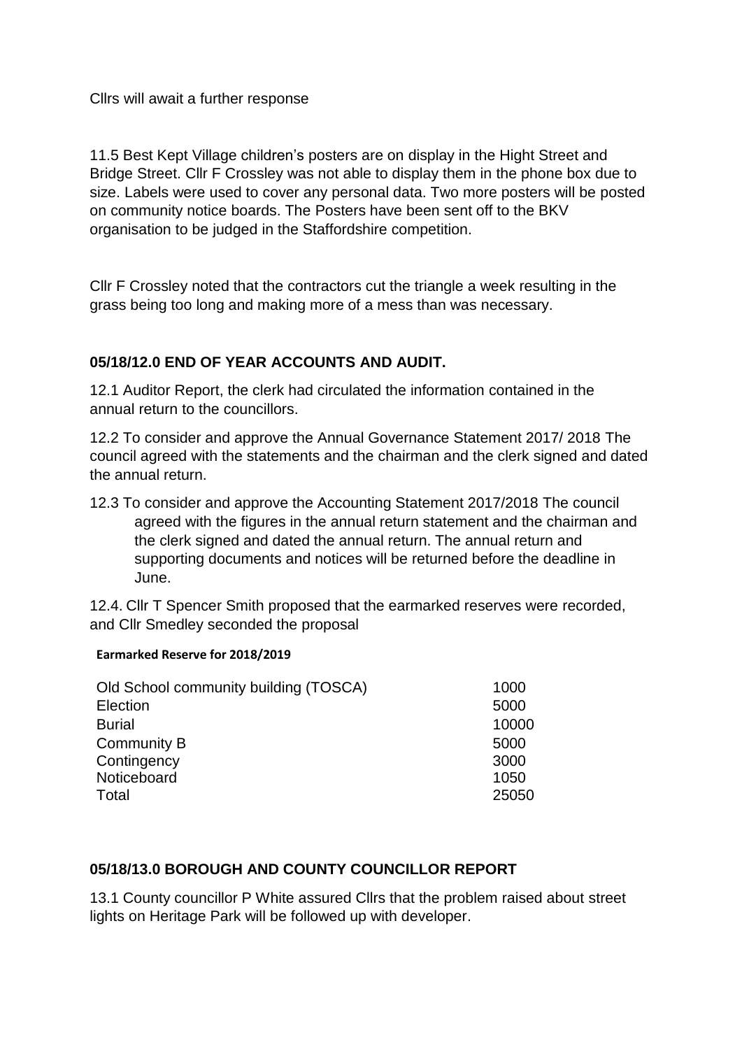Cllrs will await a further response

11.5 Best Kept Village children's posters are on display in the Hight Street and Bridge Street. Cllr F Crossley was not able to display them in the phone box due to size. Labels were used to cover any personal data. Two more posters will be posted on community notice boards. The Posters have been sent off to the BKV organisation to be judged in the Staffordshire competition.

Cllr F Crossley noted that the contractors cut the triangle a week resulting in the grass being too long and making more of a mess than was necessary.

## 05/18/12.0 END OF YEAR ACCOUNTS AND AUDIT.

12.1 Auditor Report, the clerk had circulated the information contained in the annual return to the councillors.

12.2 To consider and approve the Annual Governance Statement 2017/ 2018 The council agreed with the statements and the chairman and the clerk signed and dated the annual return.

12.3 To consider and approve the Accounting Statement 2017/2018 The council agreed with the figures in the annual return statement and the chairman and the clerk signed and dated the annual return. The annual return and supporting documents and notices will be returned before the deadline in June.

12.4. Cllr T Spencer Smith proposed that the earmarked reserves were recorded, and Cllr Smedley seconded the proposal

**Earmarked Reserve for 2018/2019**

| | |
|---|---|
| Old School community building (TOSCA) | 1000 |
| Election | 5000 |
| Burial | 10000 |
| Community B | 5000 |
| Contingency | 3000 |
| Noticeboard | 1050 |
| Total | 25050 |

## 05/18/13.0 BOROUGH AND COUNTY COUNCILLOR REPORT

13.1 County councillor P White assured Cllrs that the problem raised about street lights on Heritage Park will be followed up with developer.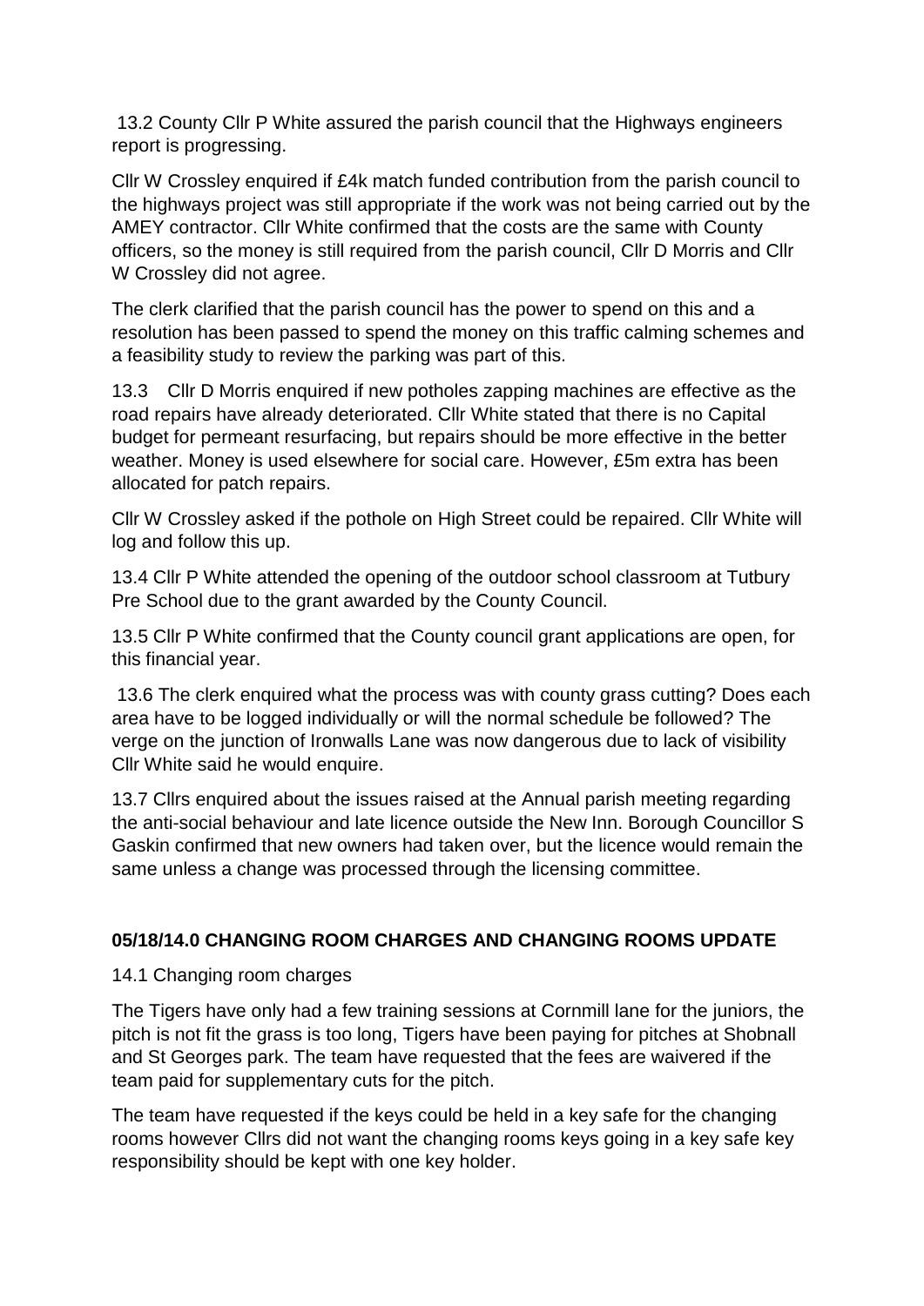13.2 County Cllr P White assured the parish council that the Highways engineers report is progressing.

Cllr W Crossley enquired if £4k match funded contribution from the parish council to the highways project was still appropriate if the work was not being carried out by the AMEY contractor. Cllr White confirmed that the costs are the same with County officers, so the money is still required from the parish council, Cllr D Morris and Cllr W Crossley did not agree.

The clerk clarified that the parish council has the power to spend on this and a resolution has been passed to spend the money on this traffic calming schemes and a feasibility study to review the parking was part of this.

13.3 Cllr D Morris enquired if new potholes zapping machines are effective as the road repairs have already deteriorated. Cllr White stated that there is no Capital budget for permeant resurfacing, but repairs should be more effective in the better weather. Money is used elsewhere for social care. However, £5m extra has been allocated for patch repairs.

Cllr W Crossley asked if the pothole on High Street could be repaired. Cllr White will log and follow this up.

13.4 Cllr P White attended the opening of the outdoor school classroom at Tutbury Pre School due to the grant awarded by the County Council.

13.5 Cllr P White confirmed that the County council grant applications are open, for this financial year.

13.6 The clerk enquired what the process was with county grass cutting? Does each area have to be logged individually or will the normal schedule be followed? The verge on the junction of Ironwalls Lane was now dangerous due to lack of visibility Cllr White said he would enquire.

13.7 Cllrs enquired about the issues raised at the Annual parish meeting regarding the anti-social behaviour and late licence outside the New Inn. Borough Councillor S Gaskin confirmed that new owners had taken over, but the licence would remain the same unless a change was processed through the licensing committee.

## 05/18/14.0 CHANGING ROOM CHARGES AND CHANGING ROOMS UPDATE

14.1 Changing room charges

The Tigers have only had a few training sessions at Cornmill lane for the juniors, the pitch is not fit the grass is too long, Tigers have been paying for pitches at Shobnall and St Georges park. The team have requested that the fees are waivered if the team paid for supplementary cuts for the pitch.

The team have requested if the keys could be held in a key safe for the changing rooms however Cllrs did not want the changing rooms keys going in a key safe key responsibility should be kept with one key holder.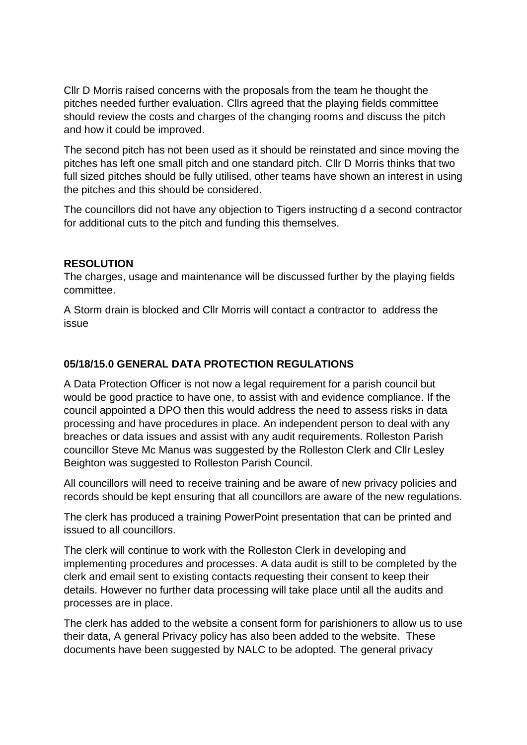Cllr D Morris raised concerns with the proposals from the team he thought the pitches needed further evaluation. Cllrs agreed that the playing fields committee should review the costs and charges of the changing rooms and discuss the pitch and how it could be improved.

The second pitch has not been used as it should be reinstated and since moving the pitches has left one small pitch and one standard pitch. Cllr D Morris thinks that two full sized pitches should be fully utilised, other teams have shown an interest in using the pitches and this should be considered.

The councillors did not have any objection to Tigers instructing d a second contractor for additional cuts to the pitch and funding this themselves.

**RESOLUTION**
The charges, usage and maintenance will be discussed further by the playing fields committee.

A Storm drain is blocked and Cllr Morris will contact a contractor to address the issue

**05/18/15.0 GENERAL DATA PROTECTION REGULATIONS**

A Data Protection Officer is not now a legal requirement for a parish council but would be good practice to have one, to assist with and evidence compliance. If the council appointed a DPO then this would address the need to assess risks in data processing and have procedures in place. An independent person to deal with any breaches or data issues and assist with any audit requirements. Rolleston Parish councillor Steve Mc Manus was suggested by the Rolleston Clerk and Cllr Lesley Beighton was suggested to Rolleston Parish Council.

All councillors will need to receive training and be aware of new privacy policies and records should be kept ensuring that all councillors are aware of the new regulations.

The clerk has produced a training PowerPoint presentation that can be printed and issued to all councillors.

The clerk will continue to work with the Rolleston Clerk in developing and implementing procedures and processes. A data audit is still to be completed by the clerk and email sent to existing contacts requesting their consent to keep their details. However no further data processing will take place until all the audits and processes are in place.

The clerk has added to the website a consent form for parishioners to allow us to use their data, A general Privacy policy has also been added to the website. These documents have been suggested by NALC to be adopted. The general privacy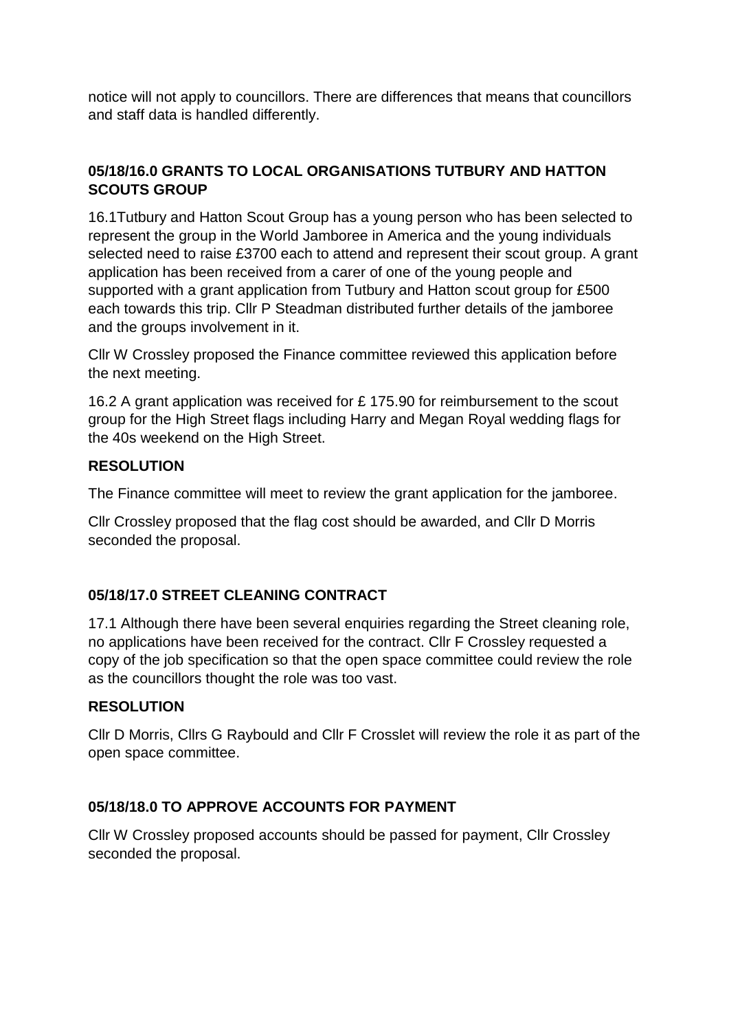notice will not apply to councillors. There are differences that means that councillors and staff data is handled differently.

**05/18/16.0 GRANTS TO LOCAL ORGANISATIONS TUTBURY AND HATTON SCOUTS GROUP**

16.1Tutbury and Hatton Scout Group has a young person who has been selected to represent the group in the World Jamboree in America and the young individuals selected need to raise £3700 each to attend and represent their scout group. A grant application has been received from a carer of one of the young people and supported with a grant application from Tutbury and Hatton scout group for £500 each towards this trip. Cllr P Steadman distributed further details of the jamboree and the groups involvement in it.

Cllr W Crossley proposed the Finance committee reviewed this application before the next meeting.

16.2 A grant application was received for £ 175.90 for reimbursement to the scout group for the High Street flags including Harry and Megan Royal wedding flags for the 40s weekend on the High Street.

**RESOLUTION**

The Finance committee will meet to review the grant application for the jamboree.

Cllr Crossley proposed that the flag cost should be awarded, and Cllr D Morris seconded the proposal.

**05/18/17.0 STREET CLEANING CONTRACT**

17.1 Although there have been several enquiries regarding the Street cleaning role, no applications have been received for the contract. Cllr F Crossley requested a copy of the job specification so that the open space committee could review the role as the councillors thought the role was too vast.

**RESOLUTION**

Cllr D Morris, Cllrs G Raybould and Cllr F Crosslet will review the role it as part of the open space committee.

**05/18/18.0 TO APPROVE ACCOUNTS FOR PAYMENT**

Cllr W Crossley proposed accounts should be passed for payment, Cllr Crossley seconded the proposal.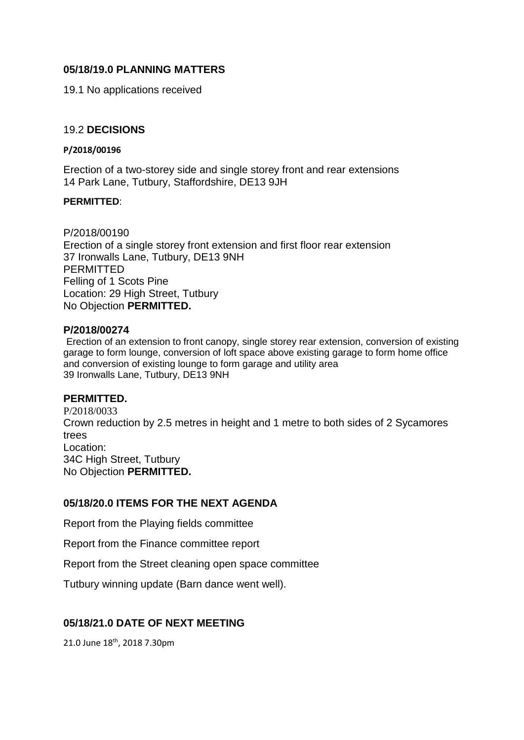## 05/18/19.0 PLANNING MATTERS

19.1 No applications received

### 19.2 **DECISIONS**

**P/2018/00196**

Erection of a two-storey side and single storey front and rear extensions
14 Park Lane, Tutbury, Staffordshire, DE13 9JH

**PERMITTED**:

P/2018/00190
Erection of a single storey front extension and first floor rear extension
37 Ironwalls Lane, Tutbury, DE13 9NH
PERMITTED
Felling of 1 Scots Pine
Location: 29 High Street, Tutbury
No Objection **PERMITTED.**

**P/2018/00274**

Erection of an extension to front canopy, single storey rear extension, conversion of existing garage to form lounge, conversion of loft space above existing garage to form home office and conversion of existing lounge to form garage and utility area
39 Ironwalls Lane, Tutbury, DE13 9NH

**PERMITTED.**

P/2018/0033
Crown reduction by 2.5 metres in height and 1 metre to both sides of 2 Sycamores trees
Location:
34C High Street, Tutbury
No Objection **PERMITTED.**

## 05/18/20.0 ITEMS FOR THE NEXT AGENDA

Report from the Playing fields committee

Report from the Finance committee report

Report from the Street cleaning open space committee

Tutbury winning update (Barn dance went well).

## 05/18/21.0 DATE OF NEXT MEETING

21.0 June 18th, 2018 7.30pm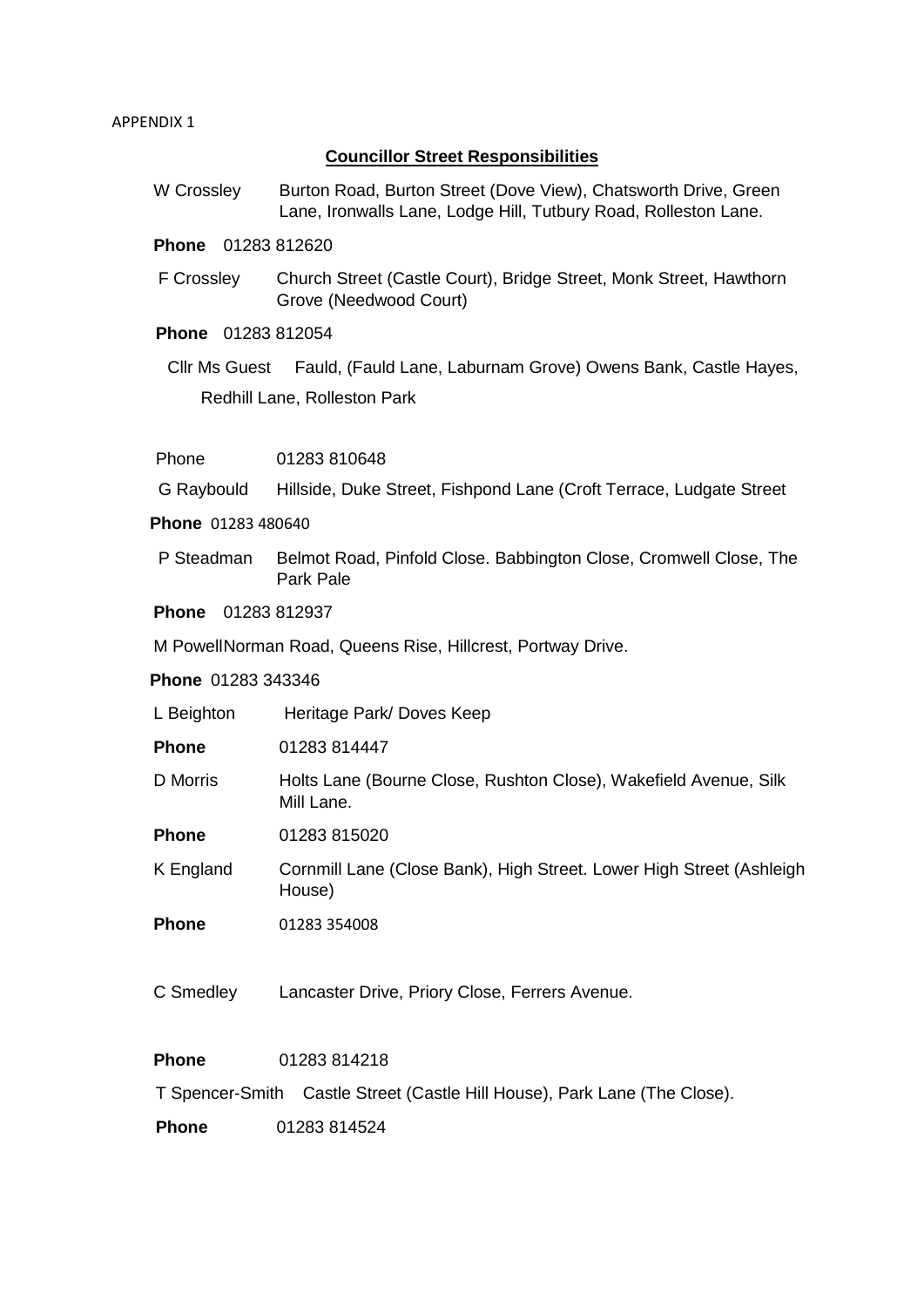APPENDIX 1

**Councillor Street Responsibilities**

W Crossley Burton Road, Burton Street (Dove View), Chatsworth Drive, Green Lane, Ironwalls Lane, Lodge Hill, Tutbury Road, Rolleston Lane.

**Phone** 01283 812620

F Crossley Church Street (Castle Court), Bridge Street, Monk Street, Hawthorn Grove (Needwood Court)

**Phone** 01283 812054

Cllr Ms Guest Fauld, (Fauld Lane, Laburnam Grove) Owens Bank, Castle Hayes, Redhill Lane, Rolleston Park

Phone 01283 810648

G Raybould Hillside, Duke Street, Fishpond Lane (Croft Terrace, Ludgate Street

**Phone** 01283 480640

P Steadman Belmot Road, Pinfold Close. Babbington Close, Cromwell Close, The Park Pale

**Phone** 01283 812937

M PowellNorman Road, Queens Rise, Hillcrest, Portway Drive.

**Phone** 01283 343346

L Beighton Heritage Park/ Doves Keep

**Phone** 01283 814447

D Morris Holts Lane (Bourne Close, Rushton Close), Wakefield Avenue, Silk Mill Lane.

**Phone** 01283 815020

K England Cornmill Lane (Close Bank), High Street. Lower High Street (Ashleigh House)

**Phone** 01283 354008

C Smedley Lancaster Drive, Priory Close, Ferrers Avenue.

**Phone** 01283 814218

T Spencer-Smith Castle Street (Castle Hill House), Park Lane (The Close).

**Phone** 01283 814524